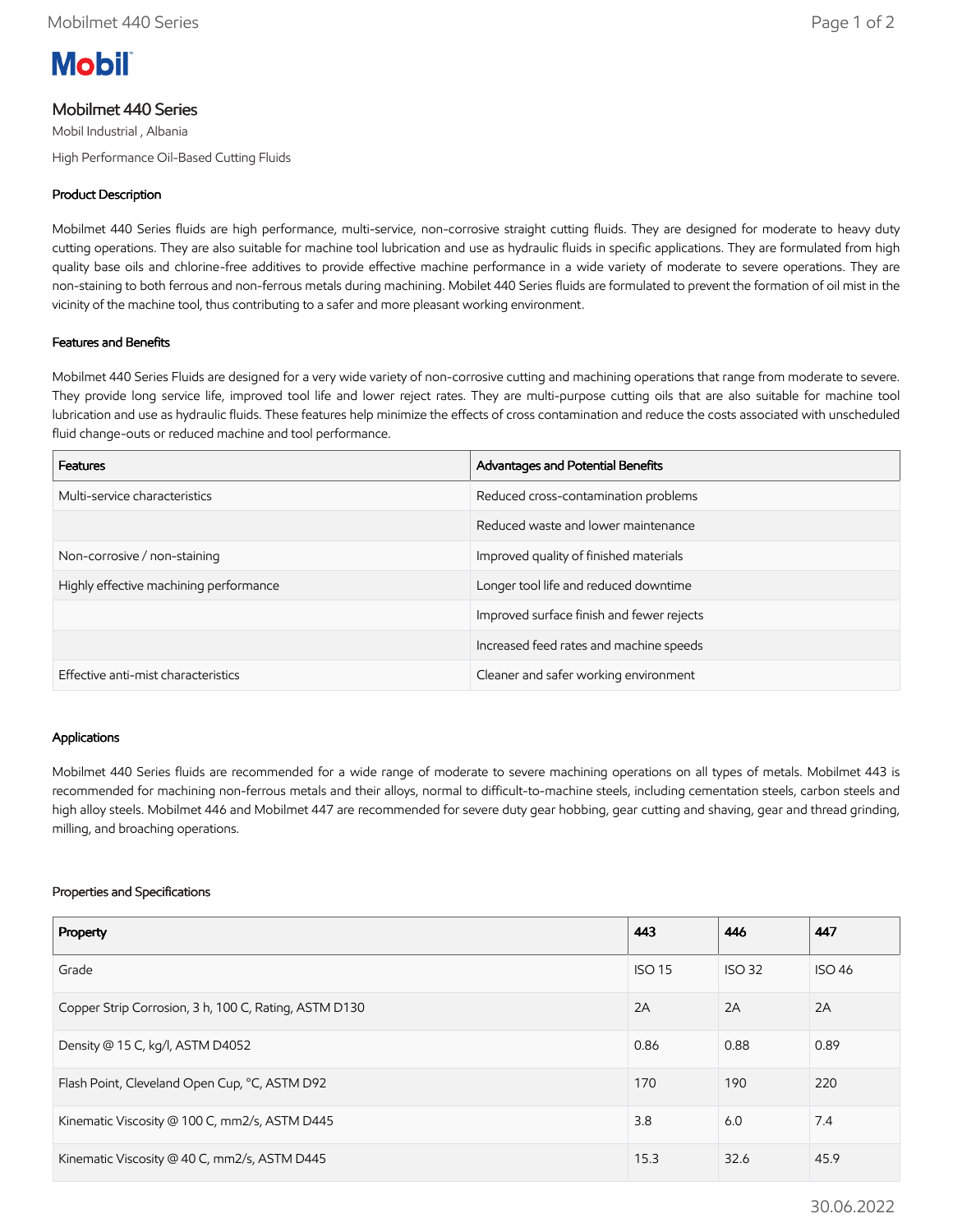**Mobil**

# Mobilmet 440 Series

Mobil Industrial , Albania

High Performance Oil-Based Cutting Fluids

### Product Description

Mobilmet 440 Series fluids are high performance, multi-service, non-corrosive straight cutting fluids. They are designed for moderate to heavy duty cutting operations. They are also suitable for machine tool lubrication and use as hydraulic fluids in specific applications. They are formulated from high quality base oils and chlorine-free additives to provide effective machine performance in a wide variety of moderate to severe operations. They are non-staining to both ferrous and non-ferrous metals during machining. Mobilet 440 Series fluids are formulated to prevent the formation of oil mist in the vicinity of the machine tool, thus contributing to a safer and more pleasant working environment.

### Features and Benefits

Mobilmet 440 Series Fluids are designed for a very wide variety of non-corrosive cutting and machining operations that range from moderate to severe. They provide long service life, improved tool life and lower reject rates. They are multi-purpose cutting oils that are also suitable for machine tool lubrication and use as hydraulic fluids. These features help minimize the effects of cross contamination and reduce the costs associated with unscheduled fluid change-outs or reduced machine and tool performance.

| Features | Advantages and Potential Benefits |
|---|---|
| Multi-service characteristics | Reduced cross-contamination problems |
| | Reduced waste and lower maintenance |
| Non-corrosive / non-staining | Improved quality of finished materials |
| Highly effective machining performance | Longer tool life and reduced downtime |
| | Improved surface finish and fewer rejects |
| | Increased feed rates and machine speeds |
| Effective anti-mist characteristics | Cleaner and safer working environment |

### Applications

Mobilmet 440 Series fluids are recommended for a wide range of moderate to severe machining operations on all types of metals. Mobilmet 443 is recommended for machining non-ferrous metals and their alloys, normal to difficult-to-machine steels, including cementation steels, carbon steels and high alloy steels. Mobilmet 446 and Mobilmet 447 are recommended for severe duty gear hobbing, gear cutting and shaving, gear and thread grinding, milling, and broaching operations.

### Properties and Specifications

| Property | 443 | 446 | 447 |
|---|---|---|---|
| Grade | ISO 15 | ISO 32 | ISO 46 |
| Copper Strip Corrosion, 3 h, 100 C, Rating, ASTM D130 | 2A | 2A | 2A |
| Density @ 15 C, kg/l, ASTM D4052 | 0.86 | 0.88 | 0.89 |
| Flash Point, Cleveland Open Cup, °C, ASTM D92 | 170 | 190 | 220 |
| Kinematic Viscosity @ 100 C, mm2/s, ASTM D445 | 3.8 | 6.0 | 7.4 |
| Kinematic Viscosity @ 40 C, mm2/s, ASTM D445 | 15.3 | 32.6 | 45.9 |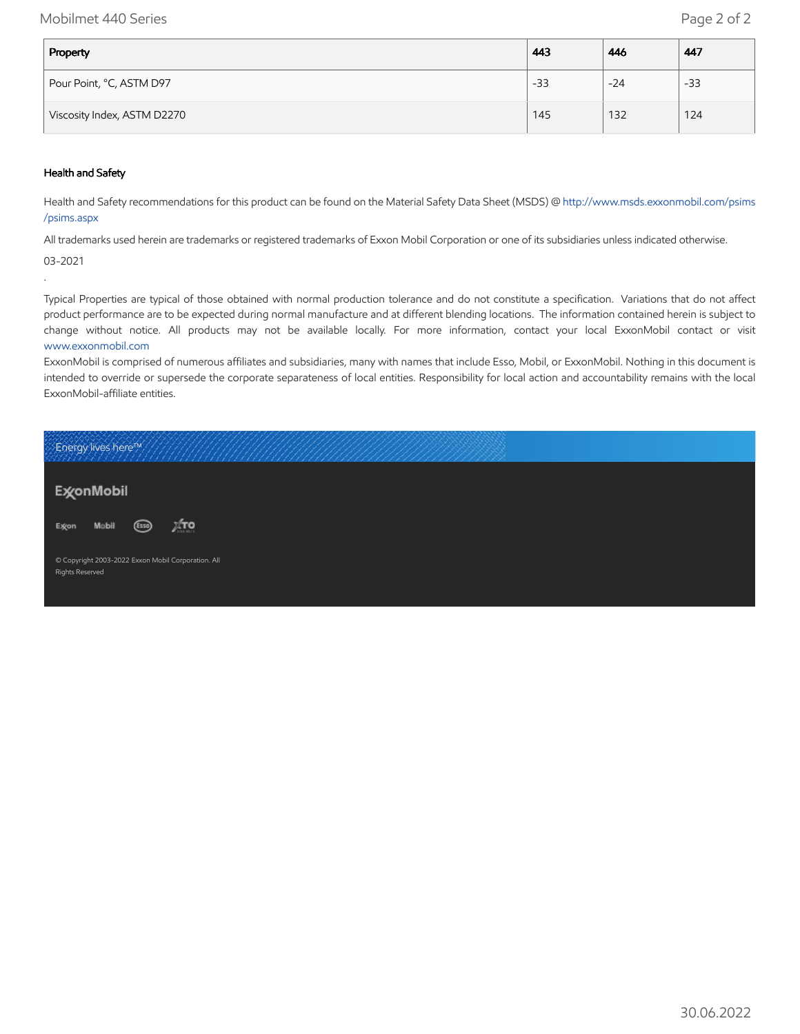| Property | 443 | 446 | 447 |
|---|---|---|---|
| Pour Point, °C, ASTM D97 | -33 | -24 | -33 |
| Viscosity Index, ASTM D2270 | 145 | 132 | 124 |

### Health and Safety

Health and Safety recommendations for this product can be found on the Material Safety Data Sheet (MSDS) @ http://www.msds.exxonmobil.com/psims/psims.aspx

All trademarks used herein are trademarks or registered trademarks of Exxon Mobil Corporation or one of its subsidiaries unless indicated otherwise.

03-2021

.

Typical Properties are typical of those obtained with normal production tolerance and do not constitute a specification. Variations that do not affect product performance are to be expected during normal manufacture and at different blending locations. The information contained herein is subject to change without notice. All products may not be available locally. For more information, contact your local ExxonMobil contact or visit www.exxonmobil.com

ExxonMobil is comprised of numerous affiliates and subsidiaries, many with names that include Esso, Mobil, or ExxonMobil. Nothing in this document is intended to override or supersede the corporate separateness of local entities. Responsibility for local action and accountability remains with the local ExxonMobil-affiliate entities.

Energy lives here™

ExxonMobil

Exxon Mobil Esso XTO

© Copyright 2003-2022 Exxon Mobil Corporation. All Rights Reserved